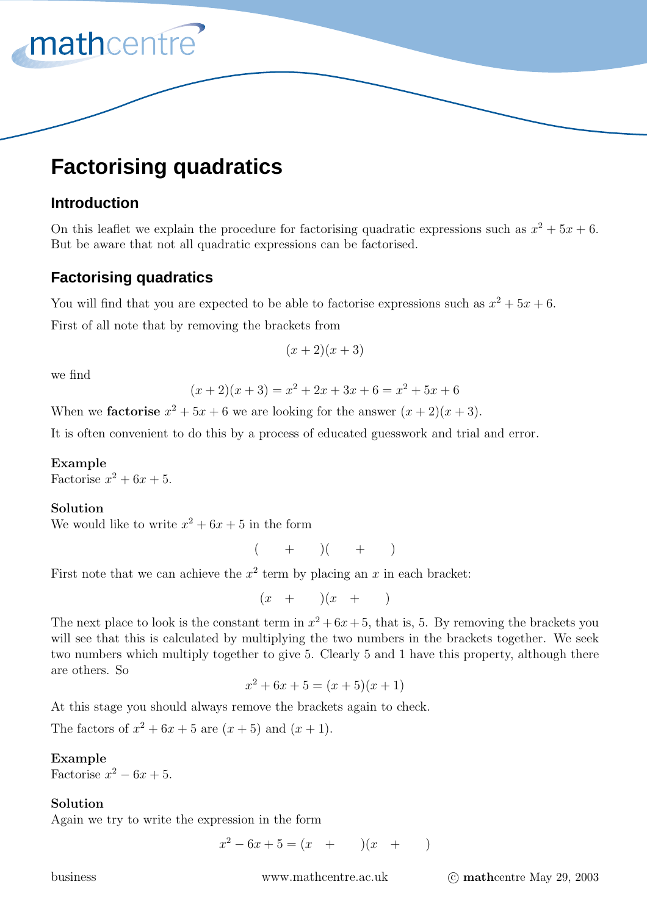# Factorising quadratics

## Introduction

On this leaflet we explain the procedure for factorising quadratic expressions such as $x^2 + 5x + 6$. But be aware that not all quadratic expressions can be factorised.

## Factorising quadratics

You will find that you are expected to be able to factorise expressions such as $x^2 + 5x + 6$.

First of all note that by removing the brackets from

$$(x + 2)(x + 3)$$

we find

$$(x + 2)(x + 3) = x^2 + 2x + 3x + 6 = x^2 + 5x + 6$$

When we **factorise** $x^2 + 5x + 6$ we are looking for the answer $(x + 2)(x + 3)$.

It is often convenient to do this by a process of educated guesswork and trial and error.

**Example**
Factorise $x^2 + 6x + 5$.

**Solution**
We would like to write $x^2 + 6x + 5$ in the form

$$(\quad + \quad)(\quad + \quad)$$

First note that we can achieve the $x^2$ term by placing an $x$ in each bracket:

$$(x \quad + \quad)(x \quad + \quad)$$

The next place to look is the constant term in $x^2 + 6x + 5$, that is, 5. By removing the brackets you will see that this is calculated by multiplying the two numbers in the brackets together. We seek two numbers which multiply together to give 5. Clearly 5 and 1 have this property, although there are others. So

$$x^2 + 6x + 5 = (x + 5)(x + 1)$$

At this stage you should always remove the brackets again to check.

The factors of $x^2 + 6x + 5$ are $(x + 5)$ and $(x + 1)$.

**Example**
Factorise $x^2 - 6x + 5$.

**Solution**
Again we try to write the expression in the form

$$x^2 - 6x + 5 = (x \quad + \quad)(x \quad + \quad)$$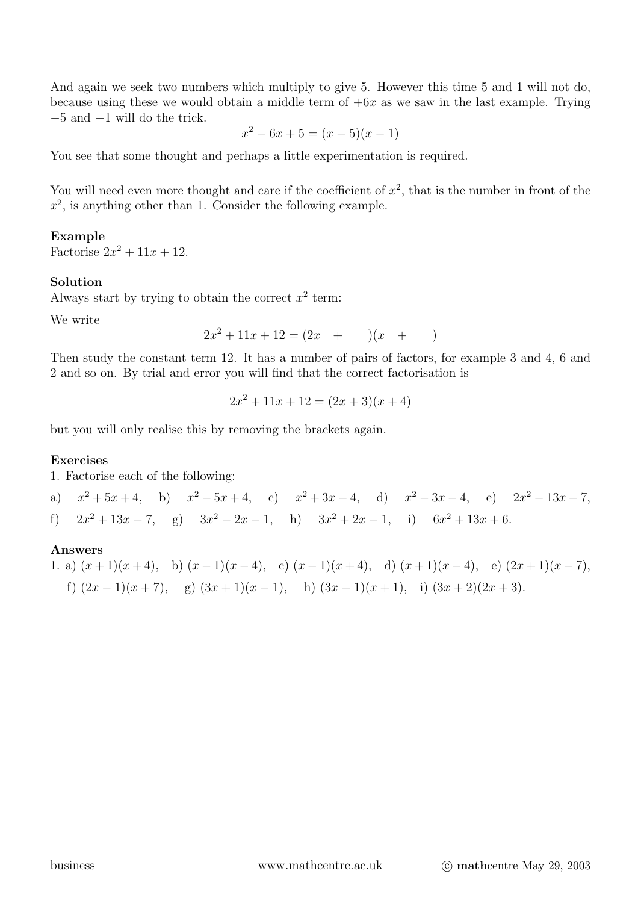And again we seek two numbers which multiply to give 5. However this time 5 and 1 will not do, because using these we would obtain a middle term of $+6x$ as we saw in the last example. Trying $-5$ and $-1$ will do the trick.

$$x^2 - 6x + 5 = (x - 5)(x - 1)$$

You see that some thought and perhaps a little experimentation is required.

You will need even more thought and care if the coefficient of $x^2$, that is the number in front of the $x^2$, is anything other than 1. Consider the following example.

**Example**
Factorise $2x^2 + 11x + 12$.

**Solution**
Always start by trying to obtain the correct $x^2$ term:

We write

$$2x^2 + 11x + 12 = (2x \quad + \qquad)(x \quad + \qquad)$$

Then study the constant term 12. It has a number of pairs of factors, for example 3 and 4, 6 and 2 and so on. By trial and error you will find that the correct factorisation is

$$2x^2 + 11x + 12 = (2x + 3)(x + 4)$$

but you will only realise this by removing the brackets again.

**Exercises**

1. Factorise each of the following:

a) $x^2 + 5x + 4$, b) $x^2 - 5x + 4$, c) $x^2 + 3x - 4$, d) $x^2 - 3x - 4$, e) $2x^2 - 13x - 7$,

f) $2x^2 + 13x - 7$, g) $3x^2 - 2x - 1$, h) $3x^2 + 2x - 1$, i) $6x^2 + 13x + 6$.

**Answers**

1. a) $(x + 1)(x + 4)$, b) $(x - 1)(x - 4)$, c) $(x - 1)(x + 4)$, d) $(x + 1)(x - 4)$, e) $(2x + 1)(x - 7)$, f) $(2x - 1)(x + 7)$, g) $(3x + 1)(x - 1)$, h) $(3x - 1)(x + 1)$, i) $(3x + 2)(2x + 3)$.